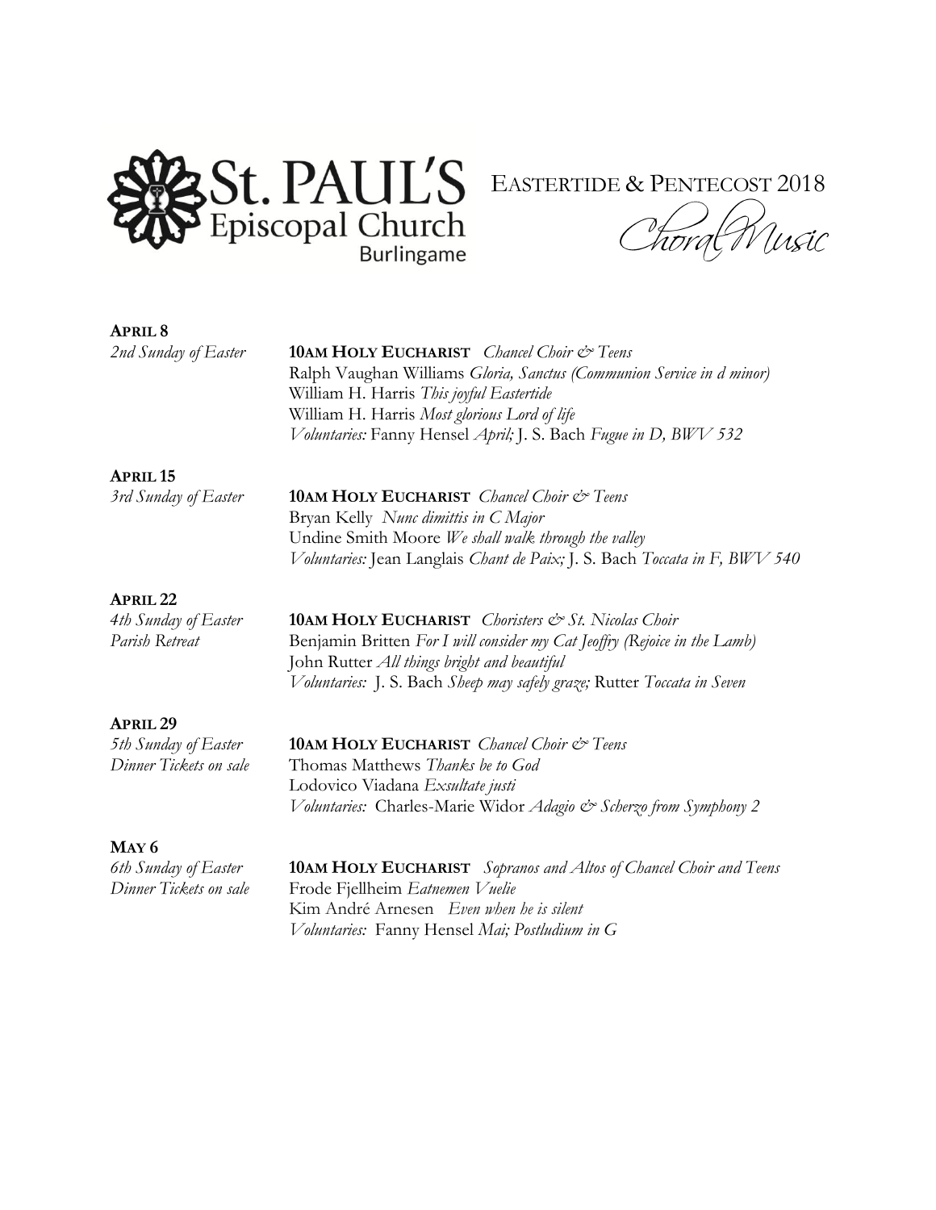# St. PAUL'S Episcopal Church Burlingame

## EASTERTIDE & PENTECOST 2018

## Choral Music

**APRIL 8**
*2nd Sunday of Easter*

**10AM HOLY EUCHARIST** *Chancel Choir & Teens*
Ralph Vaughan Williams *Gloria, Sanctus (Communion Service in d minor)*
William H. Harris *This joyful Eastertide*
William H. Harris *Most glorious Lord of life*
*Voluntaries:* Fanny Hensel *April;* J. S. Bach *Fugue in D, BWV 532*

**APRIL 15**
*3rd Sunday of Easter*

**10AM HOLY EUCHARIST** *Chancel Choir & Teens*
Bryan Kelly *Nunc dimittis in C Major*
Undine Smith Moore *We shall walk through the valley*
*Voluntaries:* Jean Langlais *Chant de Paix;* J. S. Bach *Toccata in F, BWV 540*

**APRIL 22**
*4th Sunday of Easter*
*Parish Retreat*

**10AM HOLY EUCHARIST** *Choristers & St. Nicolas Choir*
Benjamin Britten *For I will consider my Cat Jeoffry (Rejoice in the Lamb)*
John Rutter *All things bright and beautiful*
*Voluntaries:* J. S. Bach *Sheep may safely graze;* Rutter *Toccata in Seven*

**APRIL 29**
*5th Sunday of Easter*
*Dinner Tickets on sale*

**10AM HOLY EUCHARIST** *Chancel Choir & Teens*
Thomas Matthews *Thanks be to God*
Lodovico Viadana *Exsultate justi*
*Voluntaries:* Charles-Marie Widor *Adagio & Scherzo from Symphony 2*

**MAY 6**
*6th Sunday of Easter*
*Dinner Tickets on sale*

**10AM HOLY EUCHARIST** *Sopranos and Altos of Chancel Choir and Teens*
Frode Fjellheim *Eatnemen Vuelie*
Kim André Arnesen *Even when he is silent*
*Voluntaries:* Fanny Hensel *Mai; Postludium in G*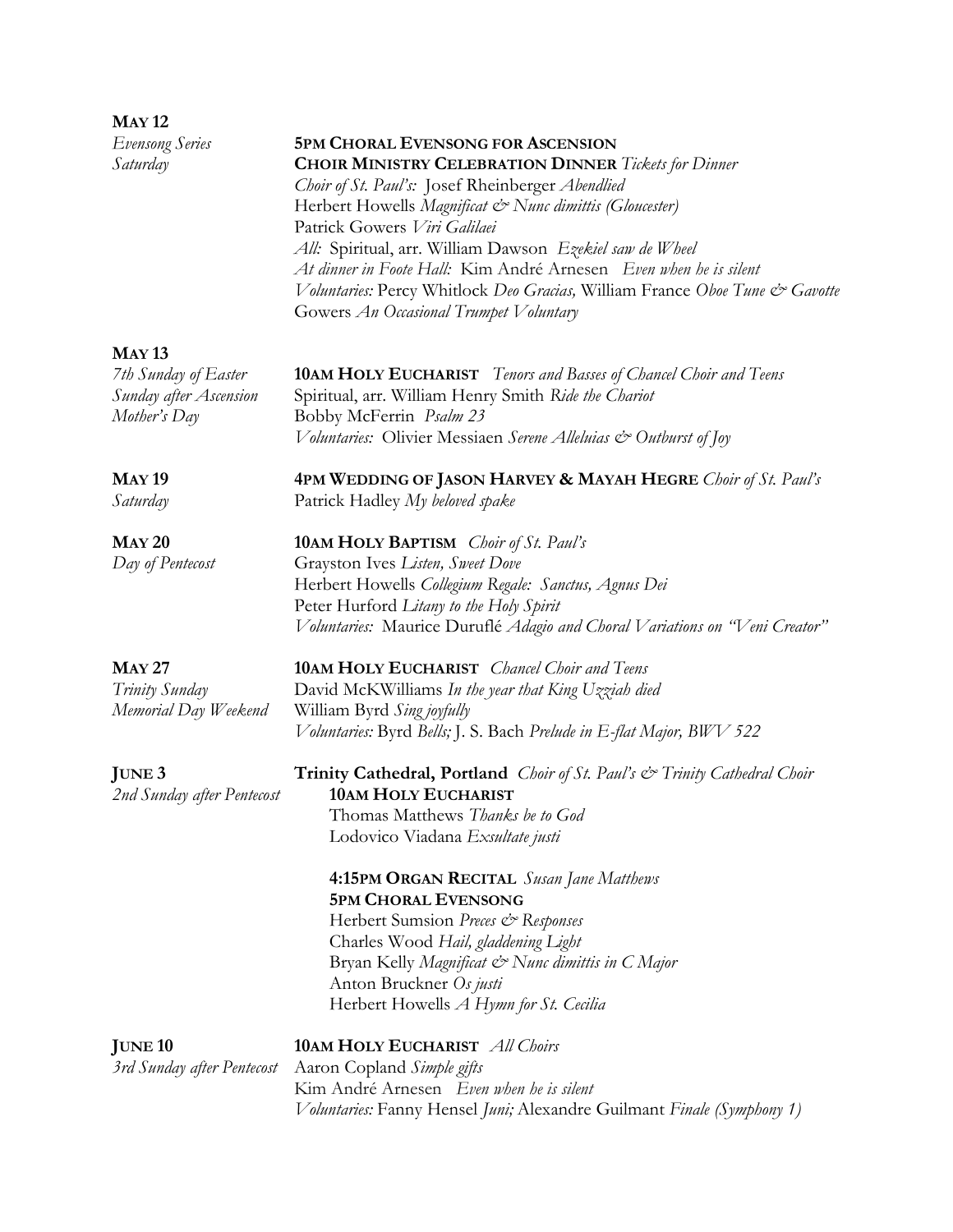**MAY 12**
*Evensong Series*
*Saturday*

**5PM CHORAL EVENSONG FOR ASCENSION**
**CHOIR MINISTRY CELEBRATION DINNER** *Tickets for Dinner*
*Choir of St. Paul's:* Josef Rheinberger *Abendlied*
Herbert Howells *Magnificat & Nunc dimittis (Gloucester)*
Patrick Gowers *Viri Galilaei*
*All:* Spiritual, arr. William Dawson *Ezekiel saw de Wheel*
*At dinner in Foote Hall:* Kim André Arnesen *Even when he is silent*
*Voluntaries:* Percy Whitlock *Deo Gracias,* William France *Oboe Tune & Gavotte*
Gowers *An Occasional Trumpet Voluntary*

**MAY 13**
*7th Sunday of Easter*
*Sunday after Ascension*
*Mother's Day*

**10AM HOLY EUCHARIST** *Tenors and Basses of Chancel Choir and Teens*
Spiritual, arr. William Henry Smith *Ride the Chariot*
Bobby McFerrin *Psalm 23*
*Voluntaries:* Olivier Messiaen *Serene Alleluias & Outburst of Joy*

**MAY 19**
*Saturday*

**4PM WEDDING OF JASON HARVEY & MAYAH HEGRE** *Choir of St. Paul's*
Patrick Hadley *My beloved spake*

**MAY 20**
*Day of Pentecost*

**10AM HOLY BAPTISM** *Choir of St. Paul's*
Grayston Ives *Listen, Sweet Dove*
Herbert Howells *Collegium Regale: Sanctus, Agnus Dei*
Peter Hurford *Litany to the Holy Spirit*
*Voluntaries:* Maurice Duruflé *Adagio and Choral Variations on "Veni Creator"*

**MAY 27**
*Trinity Sunday*
*Memorial Day Weekend*

**10AM HOLY EUCHARIST** *Chancel Choir and Teens*
David McKWilliams *In the year that King Uzziah died*
William Byrd *Sing joyfully*
*Voluntaries:* Byrd *Bells;* J. S. Bach *Prelude in E-flat Major, BWV 522*

**JUNE 3**
*2nd Sunday after Pentecost*

**Trinity Cathedral, Portland** *Choir of St. Paul's & Trinity Cathedral Choir*

**10AM HOLY EUCHARIST**
Thomas Matthews *Thanks be to God*
Lodovico Viadana *Exsultate justi*

**4:15PM ORGAN RECITAL** *Susan Jane Matthews*
**5PM CHORAL EVENSONG**
Herbert Sumsion *Preces & Responses*
Charles Wood *Hail, gladdening Light*
Bryan Kelly *Magnificat & Nunc dimittis in C Major*
Anton Bruckner *Os justi*
Herbert Howells *A Hymn for St. Cecilia*

**JUNE 10**
*3rd Sunday after Pentecost*

**10AM HOLY EUCHARIST** *All Choirs*
Aaron Copland *Simple gifts*
Kim André Arnesen *Even when he is silent*
*Voluntaries:* Fanny Hensel *Juni;* Alexandre Guilmant *Finale (Symphony 1)*